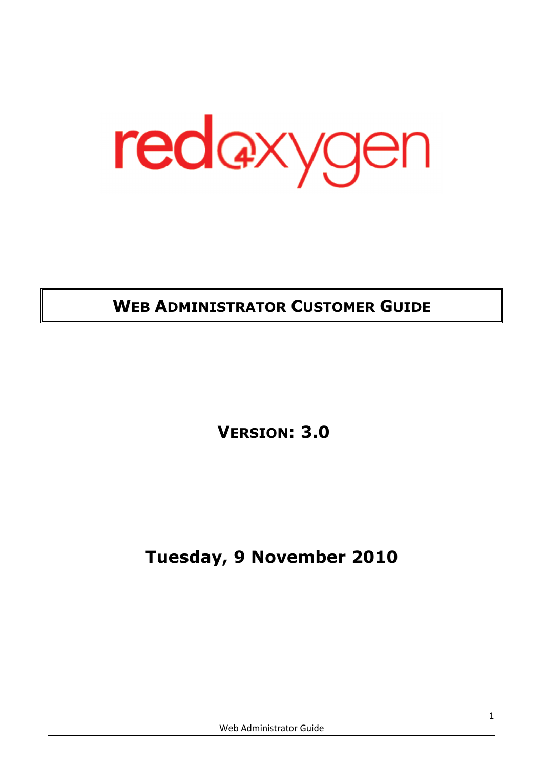# WEB ADMINISTRATOR CUSTOMER GUIDE

**VERSION: 3.0**

**Tuesday, 9 November 2010**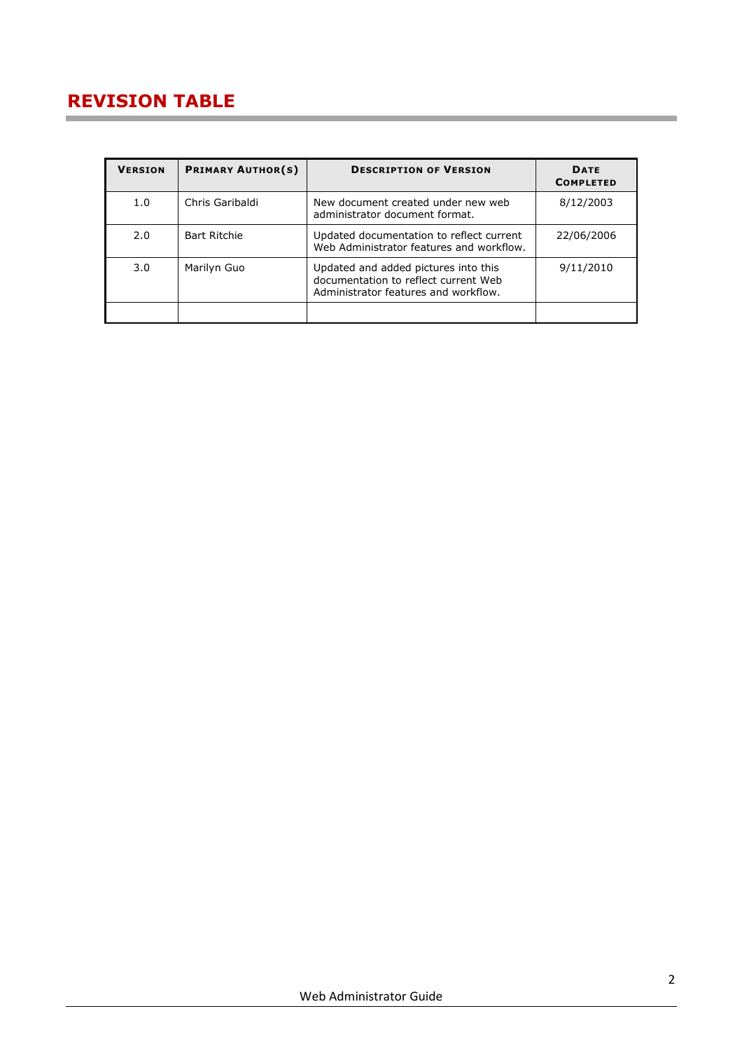# REVISION TABLE

| Version | Primary Author(s) | Description of Version | Date Completed |
|---|---|---|---|
| 1.0 | Chris Garibaldi | New document created under new web administrator document format. | 8/12/2003 |
| 2.0 | Bart Ritchie | Updated documentation to reflect current Web Administrator features and workflow. | 22/06/2006 |
| 3.0 | Marilyn Guo | Updated and added pictures into this documentation to reflect current Web Administrator features and workflow. | 9/11/2010 |
| | | | |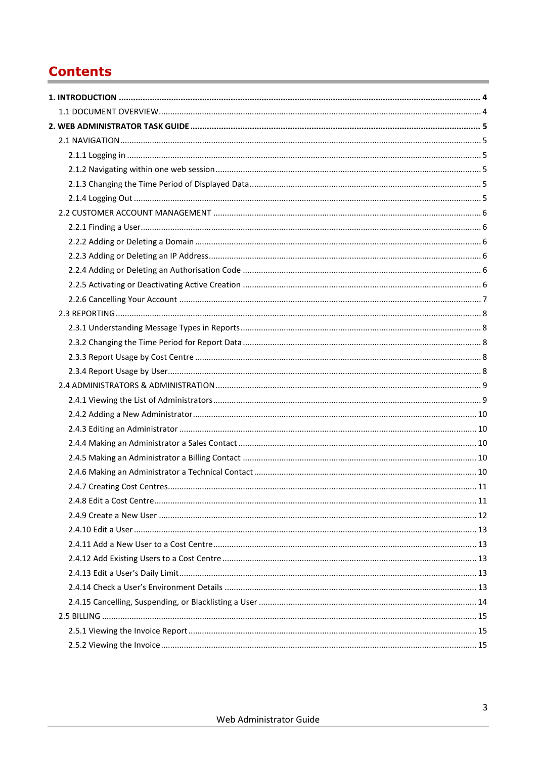# Contents

**1. INTRODUCTION** .......... **4**

1.1 DOCUMENT OVERVIEW .......... 4

**2. WEB ADMINISTRATOR TASK GUIDE** .......... **5**

2.1 NAVIGATION .......... 5

2.1.1 Logging in .......... 5

2.1.2 Navigating within one web session .......... 5

2.1.3 Changing the Time Period of Displayed Data .......... 5

2.1.4 Logging Out .......... 5

2.2 CUSTOMER ACCOUNT MANAGEMENT .......... 6

2.2.1 Finding a User .......... 6

2.2.2 Adding or Deleting a Domain .......... 6

2.2.3 Adding or Deleting an IP Address .......... 6

2.2.4 Adding or Deleting an Authorisation Code .......... 6

2.2.5 Activating or Deactivating Active Creation .......... 6

2.2.6 Cancelling Your Account .......... 7

2.3 REPORTING .......... 8

2.3.1 Understanding Message Types in Reports .......... 8

2.3.2 Changing the Time Period for Report Data .......... 8

2.3.3 Report Usage by Cost Centre .......... 8

2.3.4 Report Usage by User .......... 8

2.4 ADMINISTRATORS & ADMINISTRATION .......... 9

2.4.1 Viewing the List of Administrators .......... 9

2.4.2 Adding a New Administrator .......... 10

2.4.3 Editing an Administrator .......... 10

2.4.4 Making an Administrator a Sales Contact .......... 10

2.4.5 Making an Administrator a Billing Contact .......... 10

2.4.6 Making an Administrator a Technical Contact .......... 10

2.4.7 Creating Cost Centres .......... 11

2.4.8 Edit a Cost Centre .......... 11

2.4.9 Create a New User .......... 12

2.4.10 Edit a User .......... 13

2.4.11 Add a New User to a Cost Centre .......... 13

2.4.12 Add Existing Users to a Cost Centre .......... 13

2.4.13 Edit a User's Daily Limit .......... 13

2.4.14 Check a User's Environment Details .......... 13

2.4.15 Cancelling, Suspending, or Blacklisting a User .......... 14

2.5 BILLING .......... 15

2.5.1 Viewing the Invoice Report .......... 15

2.5.2 Viewing the Invoice .......... 15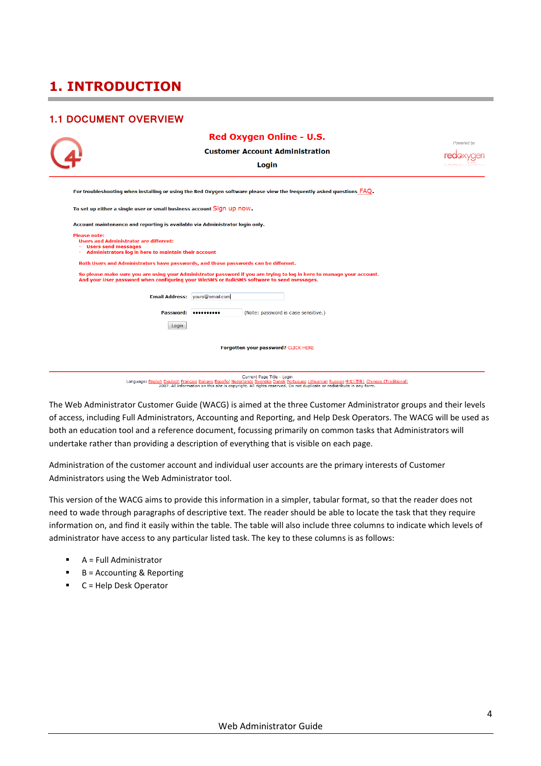# 1. INTRODUCTION

## 1.1 DOCUMENT OVERVIEW

**Red Oxygen Online - U.S.**

**Customer Account Administration**

**Login**

For troubleshooting when installing or using the Red Oxygen software please view the frequently asked questions FAQ.

To set up either a single user or small business account Sign up now.

Account maintenance and reporting is available via Administrator login only.

Please note:
Users and Administrator are different:
- Users send messages
- Administrators log in here to maintain their account

Both Users and Administrators have passwords, and those passwords can be different.

So please make sure you are using your Administrator password if you are trying to log in here to manage your account.
And your User password when configuring your WinSMS or BulkSMS software to send messages.

Email Address: yours@email.com

Password: •••••••••• (Note: password is case sensitive.)

Login

Forgotten your password? CLICK HERE

Current Page Title - Login
Language: English Deutsch Francais Italiano Español Nederlands Svenska Dansk Portuguese Lithuanian Russian 中文(简体) Chinese (Traditional)
2007. All information on this site is copyright. All rights reserved. Do not duplicate or redistribute in any form.

The Web Administrator Customer Guide (WACG) is aimed at the three Customer Administrator groups and their levels of access, including Full Administrators, Accounting and Reporting, and Help Desk Operators. The WACG will be used as both an education tool and a reference document, focussing primarily on common tasks that Administrators will undertake rather than providing a description of everything that is visible on each page.

Administration of the customer account and individual user accounts are the primary interests of Customer Administrators using the Web Administrator tool.

This version of the WACG aims to provide this information in a simpler, tabular format, so that the reader does not need to wade through paragraphs of descriptive text. The reader should be able to locate the task that they require information on, and find it easily within the table. The table will also include three columns to indicate which levels of administrator have access to any particular listed task. The key to these columns is as follows:

- A = Full Administrator
- B = Accounting & Reporting
- C = Help Desk Operator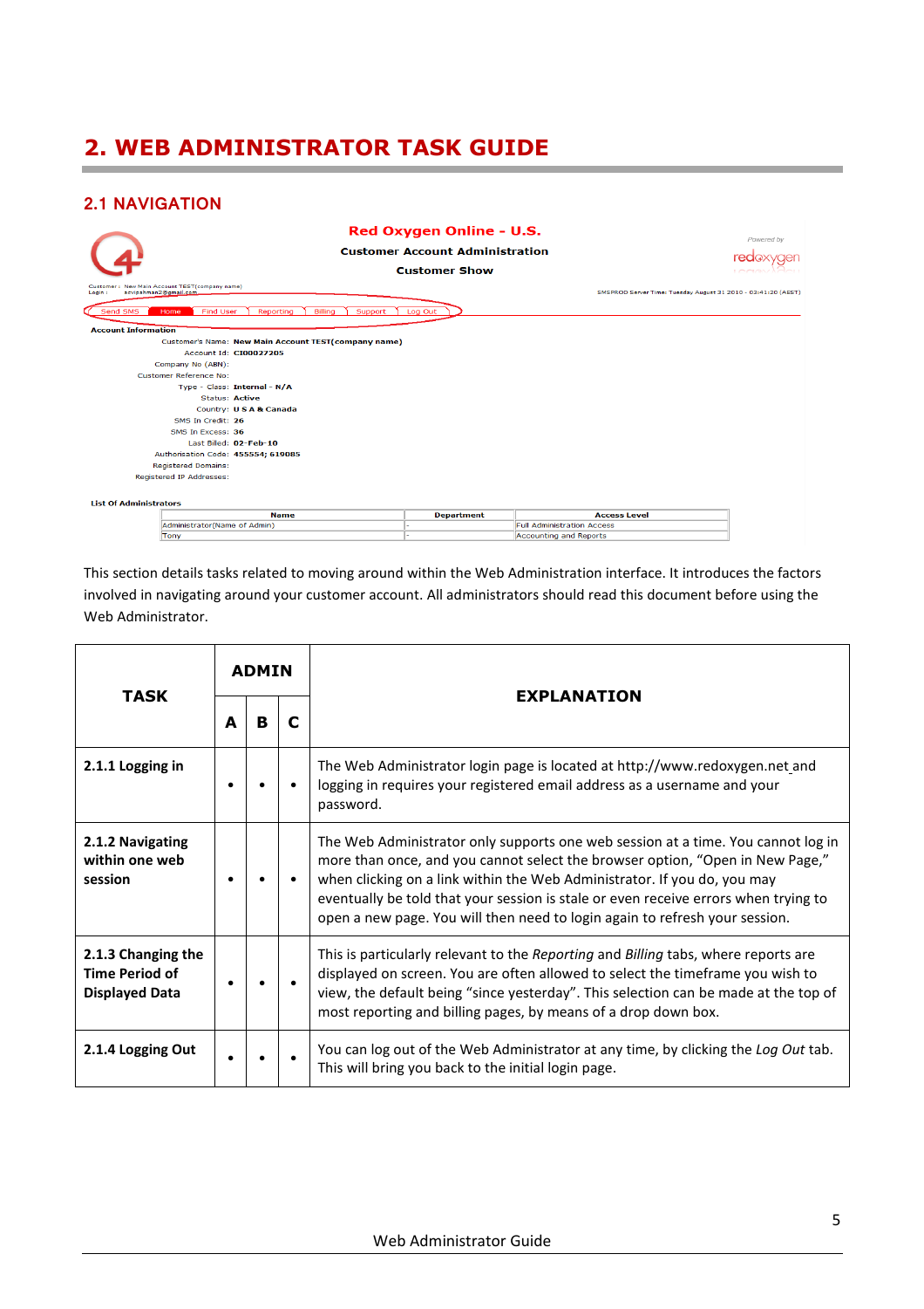# 2. WEB ADMINISTRATOR TASK GUIDE

## 2.1 NAVIGATION

This section details tasks related to moving around within the Web Administration interface. It introduces the factors involved in navigating around your customer account. All administrators should read this document before using the Web Administrator.

| TASK | ADMIN | | | EXPLANATION |
|---|---|---|---|---|
| | A | B | C | |
| **2.1.1 Logging in** | • | • | • | The Web Administrator login page is located at http://www.redoxygen.net and logging in requires your registered email address as a username and your password. |
| **2.1.2 Navigating within one web session** | • | • | • | The Web Administrator only supports one web session at a time. You cannot log in more than once, and you cannot select the browser option, "Open in New Page," when clicking on a link within the Web Administrator. If you do, you may eventually be told that your session is stale or even receive errors when trying to open a new page. You will then need to login again to refresh your session. |
| **2.1.3 Changing the Time Period of Displayed Data** | • | • | • | This is particularly relevant to the *Reporting* and *Billing* tabs, where reports are displayed on screen. You are often allowed to select the timeframe you wish to view, the default being "since yesterday". This selection can be made at the top of most reporting and billing pages, by means of a drop down box. |
| **2.1.4 Logging Out** | • | • | • | You can log out of the Web Administrator at any time, by clicking the *Log Out* tab. This will bring you back to the initial login page. |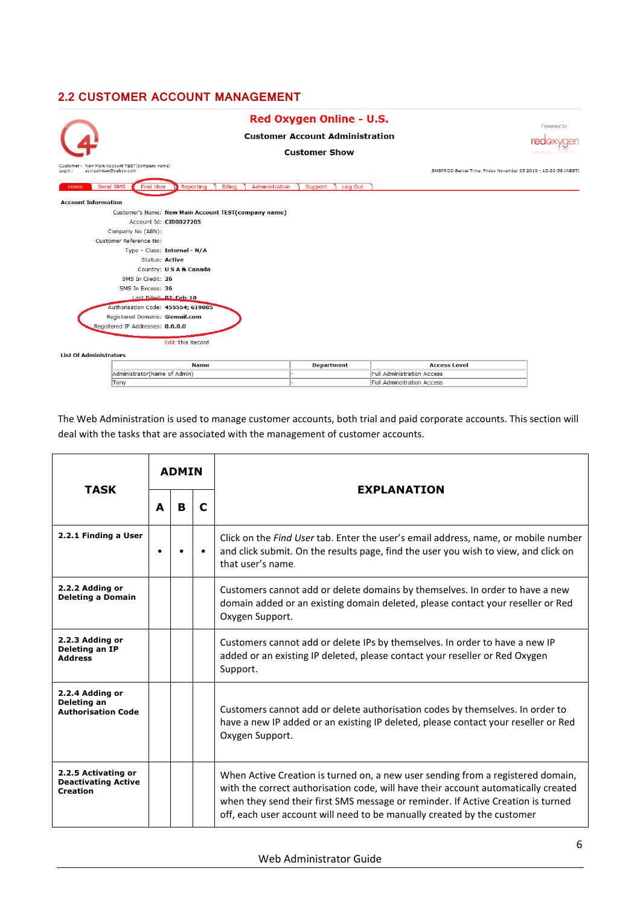## 2.2 CUSTOMER ACCOUNT MANAGEMENT

The Web Administration is used to manage customer accounts, both trial and paid corporate accounts. This section will deal with the tasks that are associated with the management of customer accounts.

| TASK | ADMIN | | | EXPLANATION |
|---|---|---|---|---|
| | A | B | C | |
| **2.2.1 Finding a User** | • | • | • | Click on the *Find User* tab. Enter the user's email address, name, or mobile number and click submit. On the results page, find the user you wish to view, and click on that user's name. |
| **2.2.2 Adding or Deleting a Domain** | | | | Customers cannot add or delete domains by themselves. In order to have a new domain added or an existing domain deleted, please contact your reseller or Red Oxygen Support. |
| **2.2.3 Adding or Deleting an IP Address** | | | | Customers cannot add or delete IPs by themselves. In order to have a new IP added or an existing IP deleted, please contact your reseller or Red Oxygen Support. |
| **2.2.4 Adding or Deleting an Authorisation Code** | | | | Customers cannot add or delete authorisation codes by themselves. In order to have a new IP added or an existing IP deleted, please contact your reseller or Red Oxygen Support. |
| **2.2.5 Activating or Deactivating Active Creation** | | | | When Active Creation is turned on, a new user sending from a registered domain, with the correct authorisation code, will have their account automatically created when they send their first SMS message or reminder. If Active Creation is turned off, each user account will need to be manually created by the customer |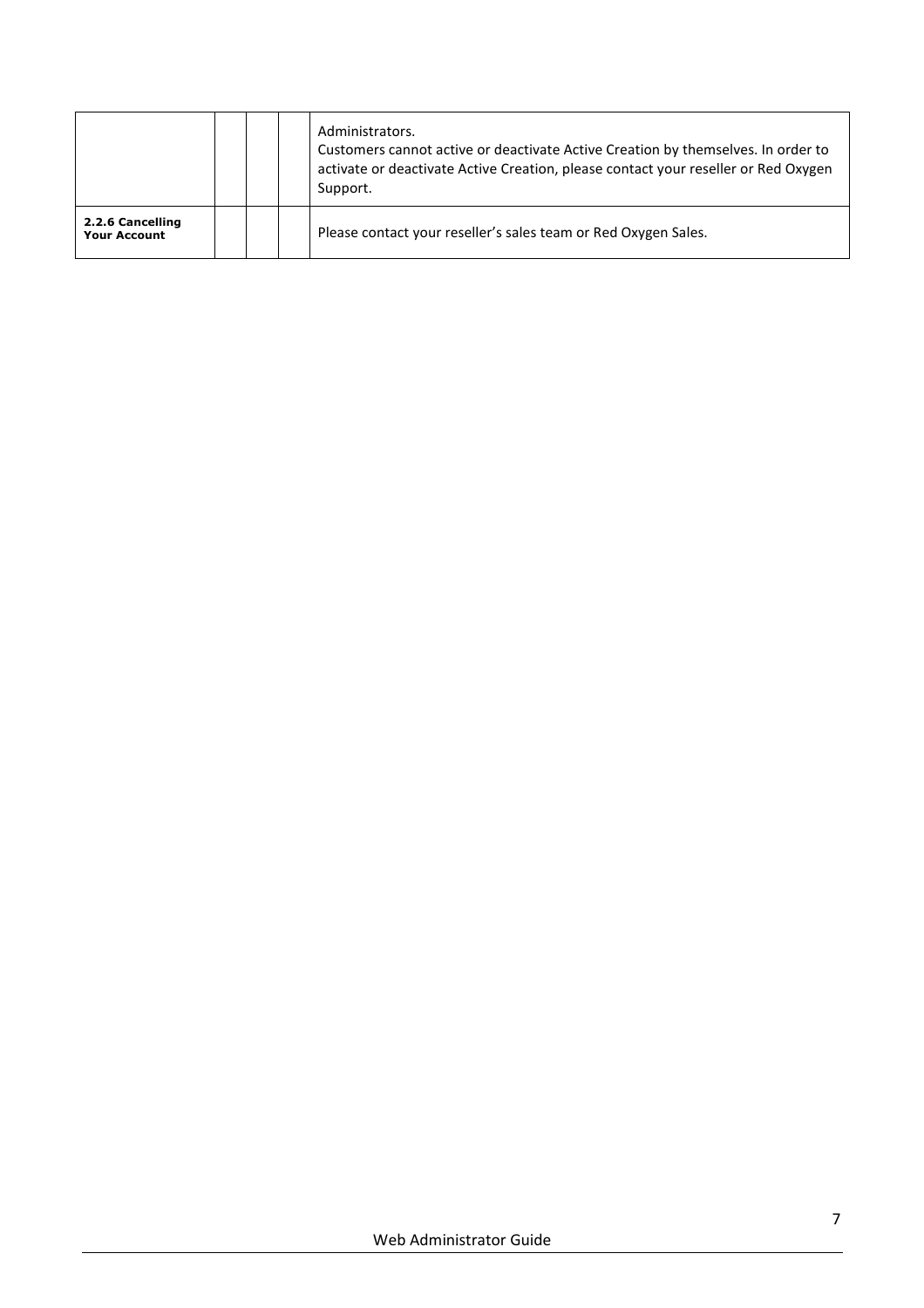| | | | | |
|---|---|---|---|---|
| | | | | Administrators.<br>Customers cannot active or deactivate Active Creation by themselves. In order to activate or deactivate Active Creation, please contact your reseller or Red Oxygen Support. |
| **2.2.6 Cancelling Your Account** | | | | Please contact your reseller's sales team or Red Oxygen Sales. |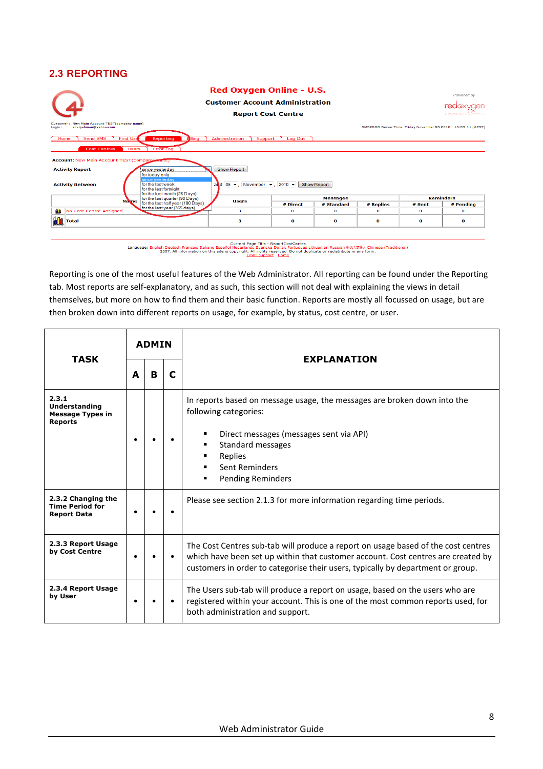## 2.3 REPORTING

Reporting is one of the most useful features of the Web Administrator. All reporting can be found under the Reporting tab. Most reports are self-explanatory, and as such, this section will not deal with explaining the views in detail themselves, but more on how to find them and their basic function. Reports are mostly all focussed on usage, but are then broken down into different reports on usage, for example, by status, cost centre, or user.

| TASK | ADMIN | | | EXPLANATION |
|---|---|---|---|---|
| | A | B | C | |
| **2.3.1 Understanding Message Types in Reports** | • | • | • | In reports based on message usage, the messages are broken down into the following categories:<br>▪ Direct messages (messages sent via API)<br>▪ Standard messages<br>▪ Replies<br>▪ Sent Reminders<br>▪ Pending Reminders |
| **2.3.2 Changing the Time Period for Report Data** | • | • | • | Please see section 2.1.3 for more information regarding time periods. |
| **2.3.3 Report Usage by Cost Centre** | • | • | • | The Cost Centres sub-tab will produce a report on usage based of the cost centres which have been set up within that customer account. Cost centres are created by customers in order to categorise their users, typically by department or group. |
| **2.3.4 Report Usage by User** | • | • | • | The Users sub-tab will produce a report on usage, based on the users who are registered within your account. This is one of the most common reports used, for both administration and support. |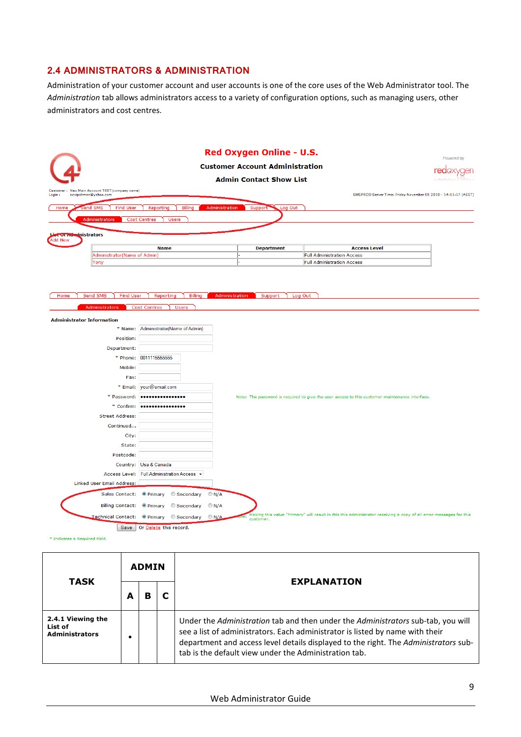## 2.4 ADMINISTRATORS & ADMINISTRATION

Administration of your customer account and user accounts is one of the core uses of the Web Administrator tool. The *Administration* tab allows administrators access to a variety of configuration options, such as managing users, other administrators and cost centres.

| TASK | ADMIN | | | EXPLANATION |
|---|---|---|---|---|
| | A | B | C | |
| **2.4.1 Viewing the List of Administrators** | • | | | Under the *Administration* tab and then under the *Administrators* sub-tab, you will see a list of administrators. Each administrator is listed by name with their department and access level details displayed to the right. The *Administrators* sub-tab is the default view under the Administration tab. |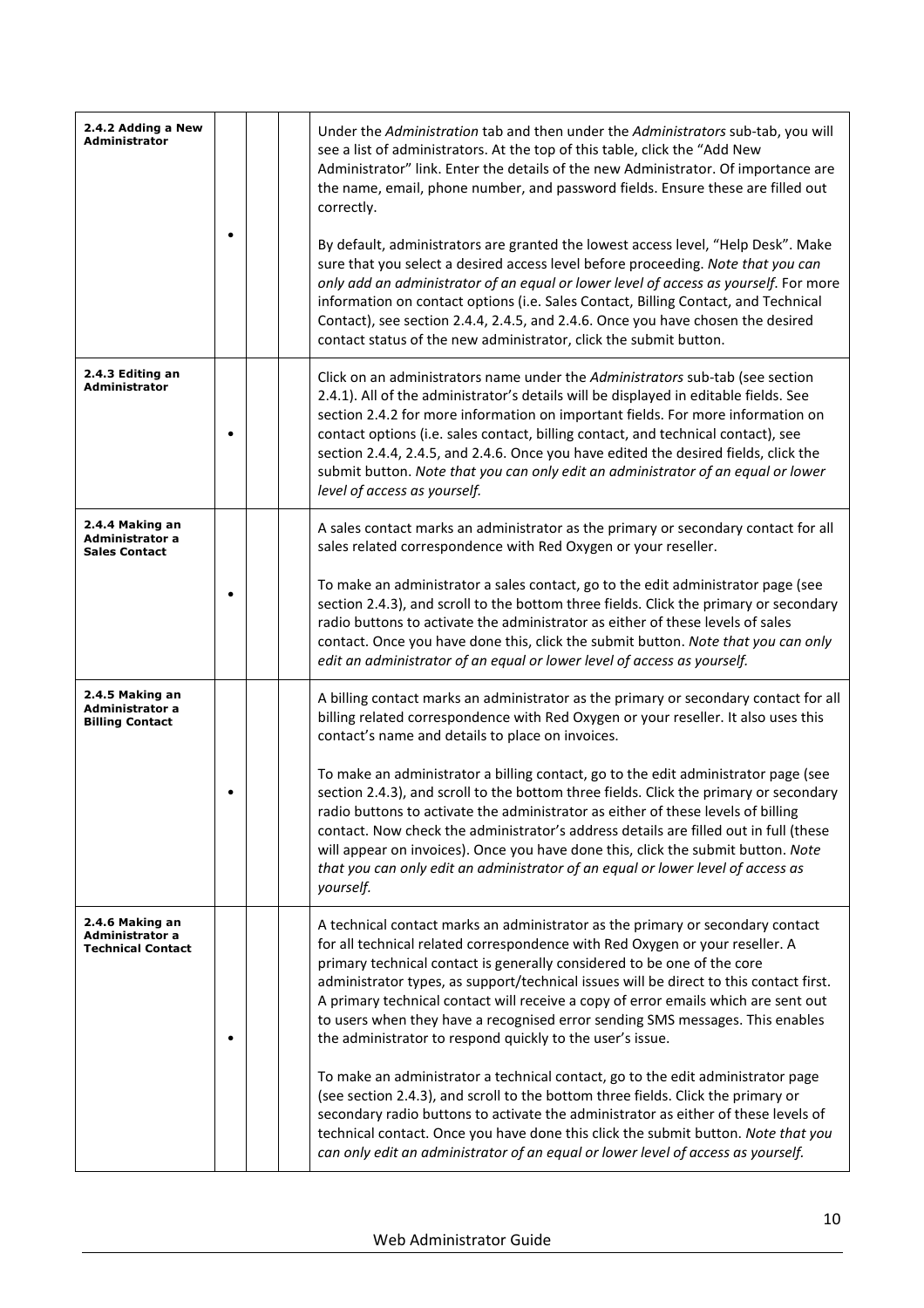| | | | | |
|---|---|---|---|---|
| **2.4.2 Adding a New Administrator** | • | | | Under the *Administration* tab and then under the *Administrators* sub-tab, you will see a list of administrators. At the top of this table, click the "Add New Administrator" link. Enter the details of the new Administrator. Of importance are the name, email, phone number, and password fields. Ensure these are filled out correctly.<br><br>By default, administrators are granted the lowest access level, "Help Desk". Make sure that you select a desired access level before proceeding. *Note that you can only add an administrator of an equal or lower level of access as yourself*. For more information on contact options (i.e. Sales Contact, Billing Contact, and Technical Contact), see section 2.4.4, 2.4.5, and 2.4.6. Once you have chosen the desired contact status of the new administrator, click the submit button. |
| **2.4.3 Editing an Administrator** | • | | | Click on an administrators name under the *Administrators* sub-tab (see section 2.4.1). All of the administrator's details will be displayed in editable fields. See section 2.4.2 for more information on important fields. For more information on contact options (i.e. sales contact, billing contact, and technical contact), see section 2.4.4, 2.4.5, and 2.4.6. Once you have edited the desired fields, click the submit button. *Note that you can only edit an administrator of an equal or lower level of access as yourself.* |
| **2.4.4 Making an Administrator a Sales Contact** | • | | | A sales contact marks an administrator as the primary or secondary contact for all sales related correspondence with Red Oxygen or your reseller.<br><br>To make an administrator a sales contact, go to the edit administrator page (see section 2.4.3), and scroll to the bottom three fields. Click the primary or secondary radio buttons to activate the administrator as either of these levels of sales contact. Once you have done this, click the submit button. *Note that you can only edit an administrator of an equal or lower level of access as yourself.* |
| **2.4.5 Making an Administrator a Billing Contact** | • | | | A billing contact marks an administrator as the primary or secondary contact for all billing related correspondence with Red Oxygen or your reseller. It also uses this contact's name and details to place on invoices.<br><br>To make an administrator a billing contact, go to the edit administrator page (see section 2.4.3), and scroll to the bottom three fields. Click the primary or secondary radio buttons to activate the administrator as either of these levels of billing contact. Now check the administrator's address details are filled out in full (these will appear on invoices). Once you have done this, click the submit button. *Note that you can only edit an administrator of an equal or lower level of access as yourself.* |
| **2.4.6 Making an Administrator a Technical Contact** | • | | | A technical contact marks an administrator as the primary or secondary contact for all technical related correspondence with Red Oxygen or your reseller. A primary technical contact is generally considered to be one of the core administrator types, as support/technical issues will be direct to this contact first. A primary technical contact will receive a copy of error emails which are sent out to users when they have a recognised error sending SMS messages. This enables the administrator to respond quickly to the user's issue.<br><br>To make an administrator a technical contact, go to the edit administrator page (see section 2.4.3), and scroll to the bottom three fields. Click the primary or secondary radio buttons to activate the administrator as either of these levels of technical contact. Once you have done this click the submit button. *Note that you can only edit an administrator of an equal or lower level of access as yourself.* |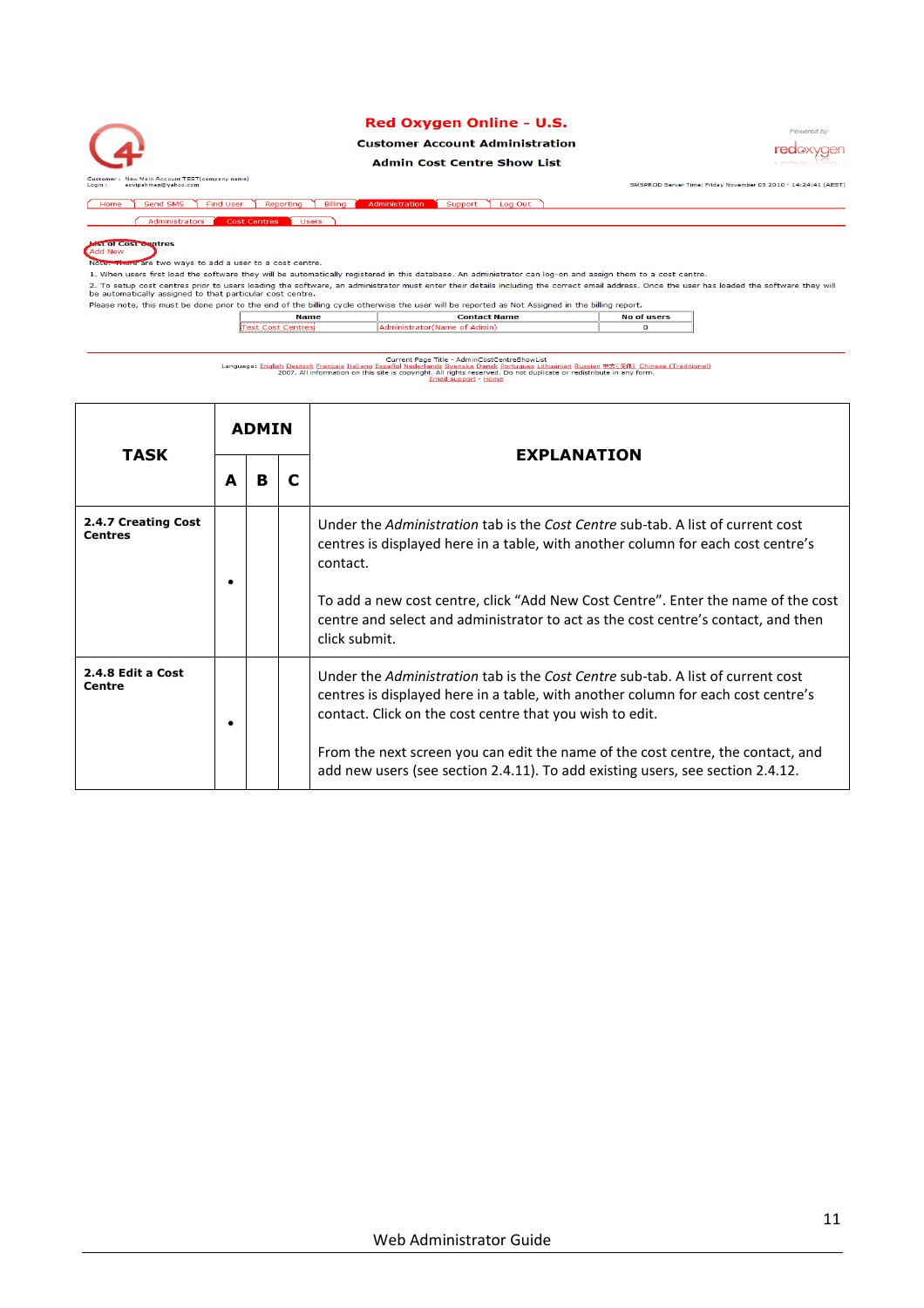Red Oxygen Online - U.S.

Customer Account Administration

Admin Cost Centre Show List

Powered by redoxygen

Customer : New Main Account TEST(company name)
Login : ecvipahmen@yahoo.com

SMSPROD Server Time: Friday November 05 2010 - 14:24:41 (AEST)

Home | Send SMS | Find User | Reporting | Billing | Administration | Support | Log Out

Administrators | Cost Centres | Users

List of Cost Centres
Add New

Note: There are two ways to add a user to a cost centre.

1. When users first load the software they will be automatically registered in this database. An administrator can log-on and assign them to a cost centre.

2. To setup cost centres prior to users loading the software, an administrator must enter their details including the correct email address. Once the user has loaded the software they will be automatically assigned to that particular cost centre.

Please note, this must be done prior to the end of the billing cycle otherwise the user will be reported as Not Assigned in the billing report.

| Name | Contact Name | No of users |
|---|---|---|
| Text Cost Centres | Administrator(Name of Admin) | 0 |

Current Page Title - AdminCostCentreShowList

Language: English Deutsch Francais Italiano Español Nederlands Svenska Dansk Portugues Lithuanian Russian 中文(简体) Chinese (Traditional)

2007. All information on this site is copyright. All rights reserved. Do not duplicate or redistribute in any form.

Email support - Home

| TASK | ADMIN | | | EXPLANATION |
|---|---|---|---|---|
| | A | B | C | |
| **2.4.7 Creating Cost Centres** | • | | | Under the *Administration* tab is the *Cost Centre* sub-tab. A list of current cost centres is displayed here in a table, with another column for each cost centre's contact.<br><br>To add a new cost centre, click "Add New Cost Centre". Enter the name of the cost centre and select and administrator to act as the cost centre's contact, and then click submit. |
| **2.4.8 Edit a Cost Centre** | • | | | Under the *Administration* tab is the *Cost Centre* sub-tab. A list of current cost centres is displayed here in a table, with another column for each cost centre's contact. Click on the cost centre that you wish to edit.<br><br>From the next screen you can edit the name of the cost centre, the contact, and add new users (see section 2.4.11). To add existing users, see section 2.4.12. |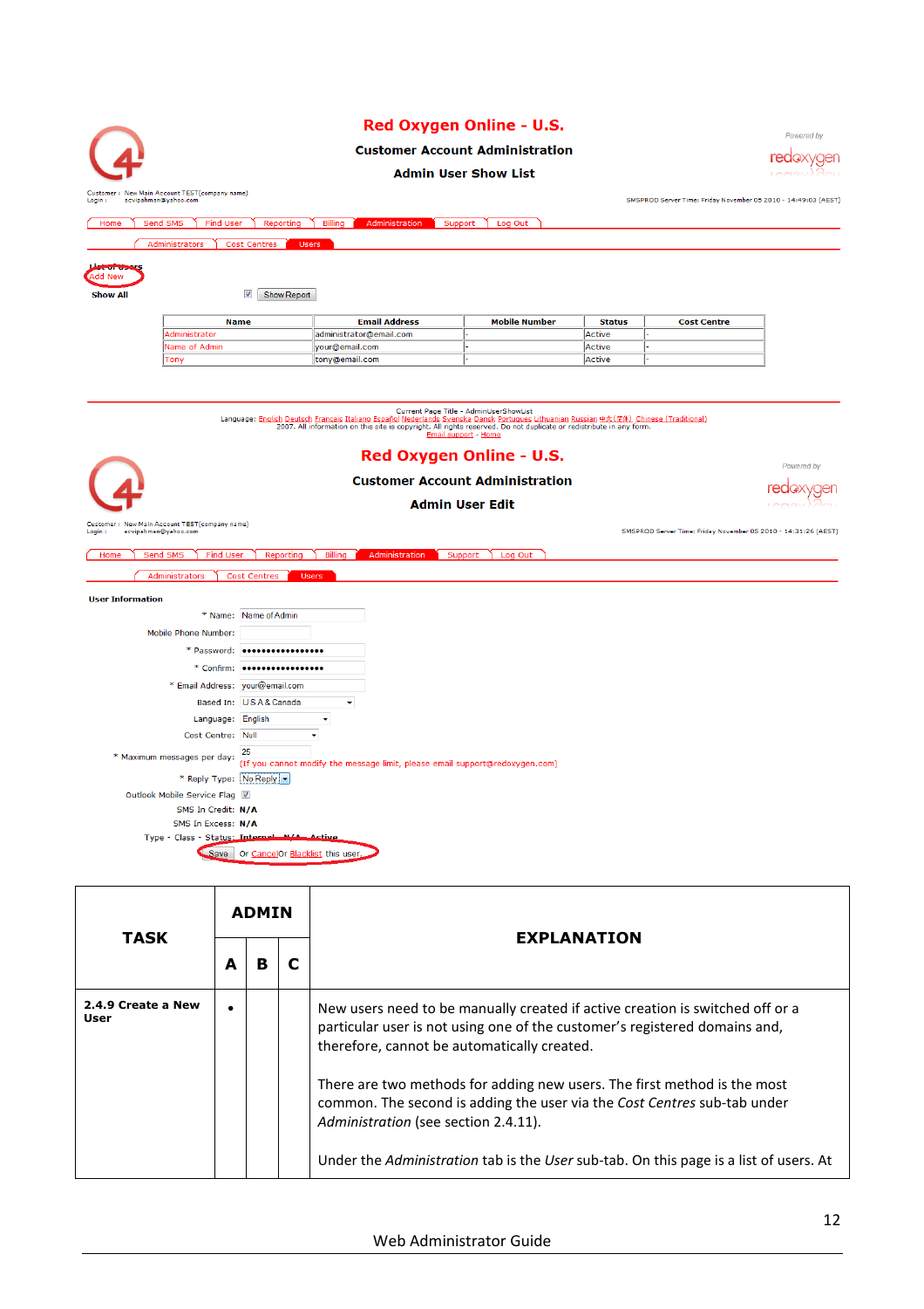**Red Oxygen Online - U.S.**

**Customer Account Administration**

**Admin User Show List**

Customer : New Main Account TEST(company name)
Login : acvipahman@yahoo.com

SMSPROD Server Time: Friday November 05 2010 - 14:49:03 (AEST)

Home | Send SMS | Find User | Reporting | Billing | Administration | Support | Log Out

Administrators | Cost Centres | Users

List of users
Add New

Show All ☑ Show Report

| Name | Email Address | Mobile Number | Status | Cost Centre |
|---|---|---|---|---|
| Administrator | administrator@email.com | - | Active | - |
| Name of Admin | your@email.com | - | Active | - |
| Tony | tony@email.com | - | Active | - |

Current Page Title - AdminUserShowList
Language: English Deutsch Francais Italiano Español Nederlands Svenska Dansk Portugues Lithuanian Russian 中文(简体) Chinese (Traditional)
2007. All information on this site is copyright. All rights reserved. Do not duplicate or redistribute in any form.
Email support - Home

**Red Oxygen Online - U.S.**

**Customer Account Administration**

**Admin User Edit**

Customer : New Main Account TEST(company name)
Login : acvipahman@yahoo.com

SMSPROD Server Time: Friday November 05 2010 - 14:31:26 (AEST)

Home | Send SMS | Find User | Reporting | Billing | Administration | Support | Log Out

Administrators | Cost Centres | Users

**User Information**

* Name: Name of Admin
Mobile Phone Number:
* Password: ••••••••••••••••
* Confirm: ••••••••••••••••
* Email Address: your@email.com
Based In: U S A & Canada
Language: English
Cost Centre: Null
* Maximum messages per day: 25 (If you cannot modify the message limit, please email support@redoxygen.com)
* Reply Type: No Reply
Outlook Mobile Service Flag ☑
SMS In Credit: N/A
SMS In Excess: N/A
Type - Class - Status: Internal - N/A - Active

Save Or Cancel Or Blacklist this user.

| TASK | ADMIN | | | EXPLANATION |
|---|---|---|---|---|
| | A | B | C | |
| **2.4.9 Create a New User** | • | | | New users need to be manually created if active creation is switched off or a particular user is not using one of the customer's registered domains and, therefore, cannot be automatically created.<br><br>There are two methods for adding new users. The first method is the most common. The second is adding the user via the *Cost Centres* sub-tab under *Administration* (see section 2.4.11).<br><br>Under the *Administration* tab is the *User* sub-tab. On this page is a list of users. At |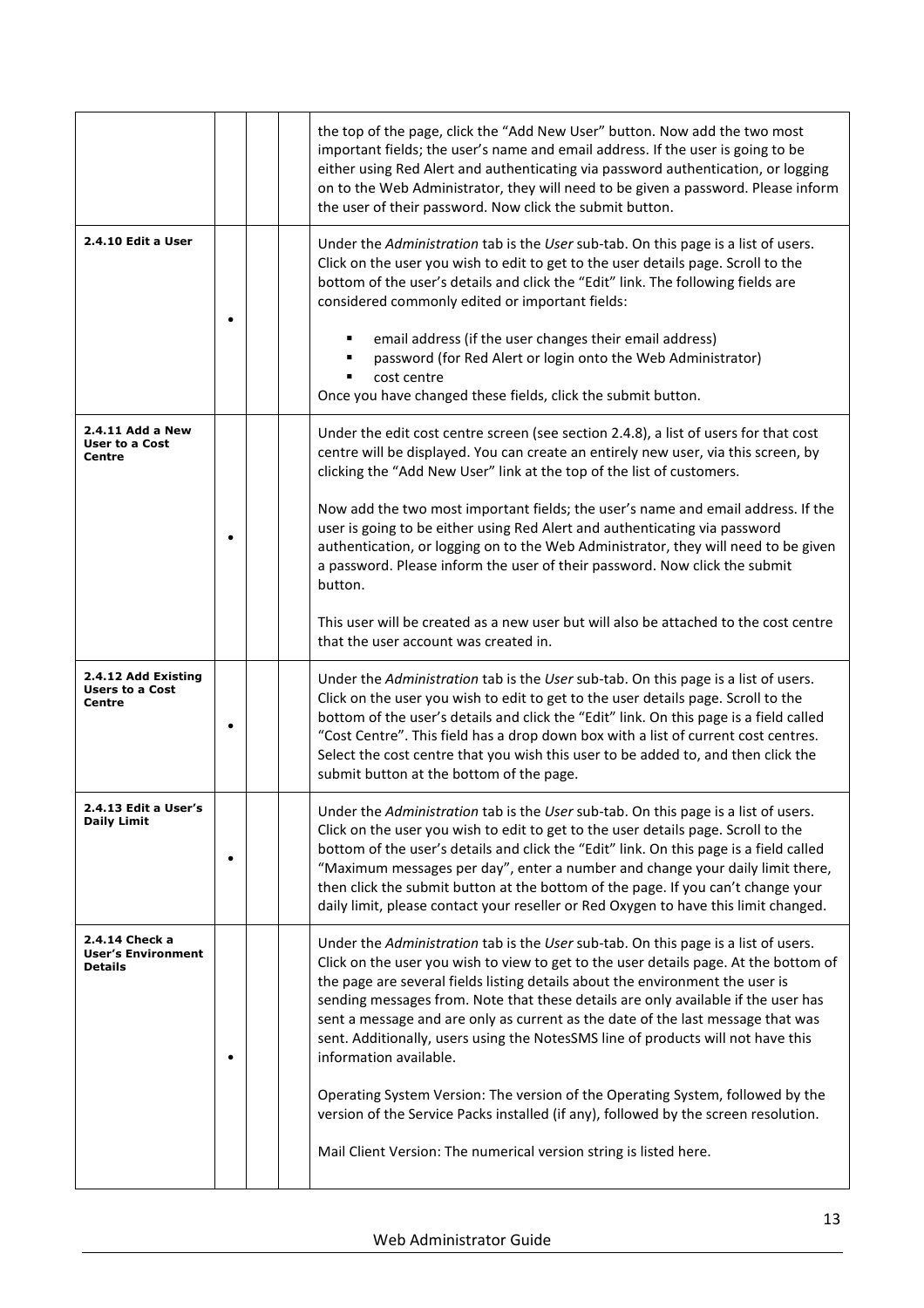| | | | | |
|---|---|---|---|---|
| | | | | the top of the page, click the "Add New User" button. Now add the two most important fields; the user's name and email address. If the user is going to be either using Red Alert and authenticating via password authentication, or logging on to the Web Administrator, they will need to be given a password. Please inform the user of their password. Now click the submit button. |
| **2.4.10 Edit a User** | • | | | Under the *Administration* tab is the *User* sub-tab. On this page is a list of users. Click on the user you wish to edit to get to the user details page. Scroll to the bottom of the user's details and click the "Edit" link. The following fields are considered commonly edited or important fields:<br><br>▪ email address (if the user changes their email address)<br>▪ password (for Red Alert or login onto the Web Administrator)<br>▪ cost centre<br><br>Once you have changed these fields, click the submit button. |
| **2.4.11 Add a New User to a Cost Centre** | • | | | Under the edit cost centre screen (see section 2.4.8), a list of users for that cost centre will be displayed. You can create an entirely new user, via this screen, by clicking the "Add New User" link at the top of the list of customers.<br><br>Now add the two most important fields; the user's name and email address. If the user is going to be either using Red Alert and authenticating via password authentication, or logging on to the Web Administrator, they will need to be given a password. Please inform the user of their password. Now click the submit button.<br><br>This user will be created as a new user but will also be attached to the cost centre that the user account was created in. |
| **2.4.12 Add Existing Users to a Cost Centre** | • | | | Under the *Administration* tab is the *User* sub-tab. On this page is a list of users. Click on the user you wish to edit to get to the user details page. Scroll to the bottom of the user's details and click the "Edit" link. On this page is a field called "Cost Centre". This field has a drop down box with a list of current cost centres. Select the cost centre that you wish this user to be added to, and then click the submit button at the bottom of the page. |
| **2.4.13 Edit a User's Daily Limit** | • | | | Under the *Administration* tab is the *User* sub-tab. On this page is a list of users. Click on the user you wish to edit to get to the user details page. Scroll to the bottom of the user's details and click the "Edit" link. On this page is a field called "Maximum messages per day", enter a number and change your daily limit there, then click the submit button at the bottom of the page. If you can't change your daily limit, please contact your reseller or Red Oxygen to have this limit changed. |
| **2.4.14 Check a User's Environment Details** | • | | | Under the *Administration* tab is the *User* sub-tab. On this page is a list of users. Click on the user you wish to view to get to the user details page. At the bottom of the page are several fields listing details about the environment the user is sending messages from. Note that these details are only available if the user has sent a message and are only as current as the date of the last message that was sent. Additionally, users using the NotesSMS line of products will not have this information available.<br><br>Operating System Version: The version of the Operating System, followed by the version of the Service Packs installed (if any), followed by the screen resolution.<br><br>Mail Client Version: The numerical version string is listed here. |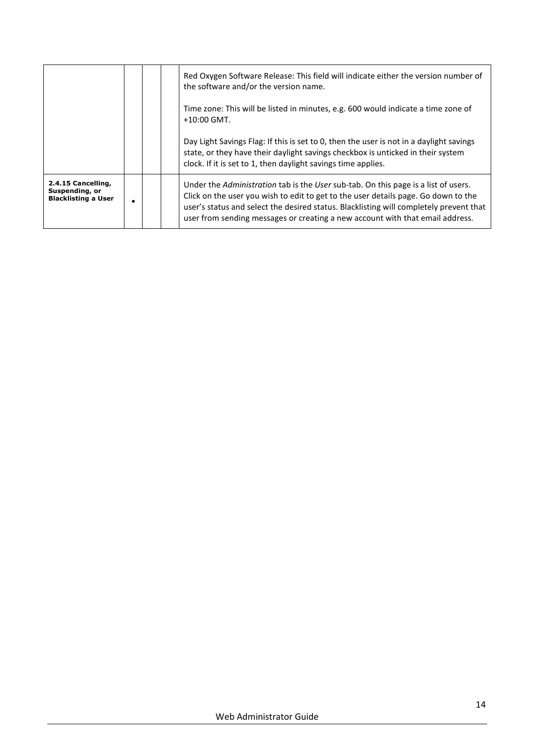| | | | | |
|---|---|---|---|---|
| | | | | Red Oxygen Software Release: This field will indicate either the version number of the software and/or the version name.<br><br>Time zone: This will be listed in minutes, e.g. 600 would indicate a time zone of +10:00 GMT.<br><br>Day Light Savings Flag: If this is set to 0, then the user is not in a daylight savings state, or they have their daylight savings checkbox is unticked in their system clock. If it is set to 1, then daylight savings time applies. |
| **2.4.15 Cancelling, Suspending, or Blacklisting a User** | • | | | Under the *Administration* tab is the *User* sub-tab. On this page is a list of users. Click on the user you wish to edit to get to the user details page. Go down to the user's status and select the desired status. Blacklisting will completely prevent that user from sending messages or creating a new account with that email address. |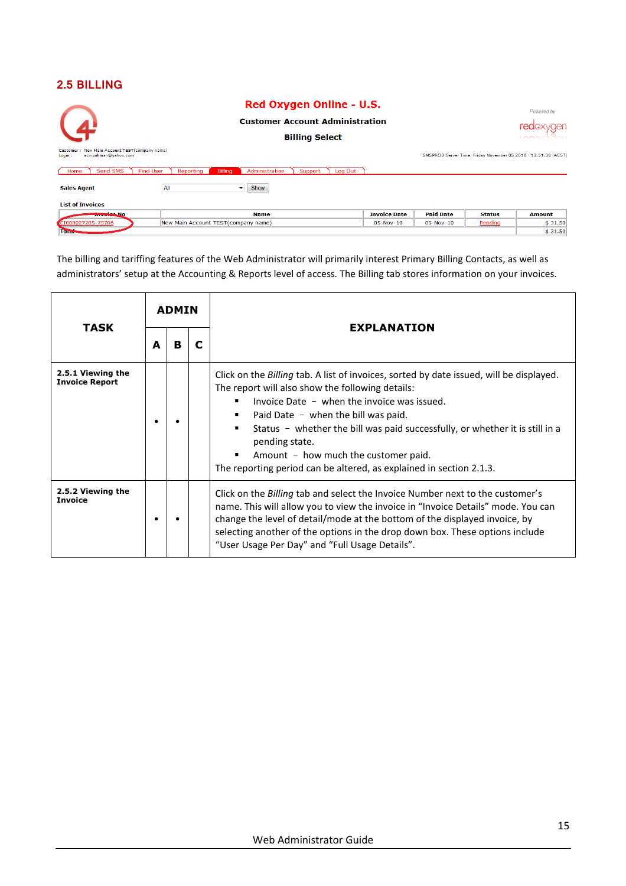## 2.5 BILLING

Red Oxygen Online - U.S.

Customer Account Administration

Billing Select

Powered by redoxygen

Customer : New Main Account TEST(company name)
Login : acvipahman@yahoo.com

SMSPROD Server Time: Friday November 05 2010 - 13:51:38 (AEST)

Home | Send SMS | Find User | Reporting | Billing | Administration | Support | Log Out

Sales Agent: All | Show

List of Invoices

| Invoice No | Name | Invoice Date | Paid Date | Status | Amount |
|---|---|---|---|---|---|
| CI000027205-75706 | New Main Account TEST(company name) | 05-Nov-10 | 05-Nov-10 | Pending | $ 31.50 |
| Total | | | | | $ 31.50 |

The billing and tariffing features of the Web Administrator will primarily interest Primary Billing Contacts, as well as administrators' setup at the Accounting & Reports level of access. The Billing tab stores information on your invoices.

| TASK | ADMIN | | | EXPLANATION |
|---|---|---|---|---|
| | A | B | C | |
| **2.5.1 Viewing the Invoice Report** | • | • | | Click on the *Billing* tab. A list of invoices, sorted by date issued, will be displayed. The report will also show the following details:<br>▪ Invoice Date – when the invoice was issued.<br>▪ Paid Date – when the bill was paid.<br>▪ Status – whether the bill was paid successfully, or whether it is still in a pending state.<br>▪ Amount – how much the customer paid.<br>The reporting period can be altered, as explained in section 2.1.3. |
| **2.5.2 Viewing the Invoice** | • | • | | Click on the *Billing* tab and select the Invoice Number next to the customer's name. This will allow you to view the invoice in "Invoice Details" mode. You can change the level of detail/mode at the bottom of the displayed invoice, by selecting another of the options in the drop down box. These options include "User Usage Per Day" and "Full Usage Details". |